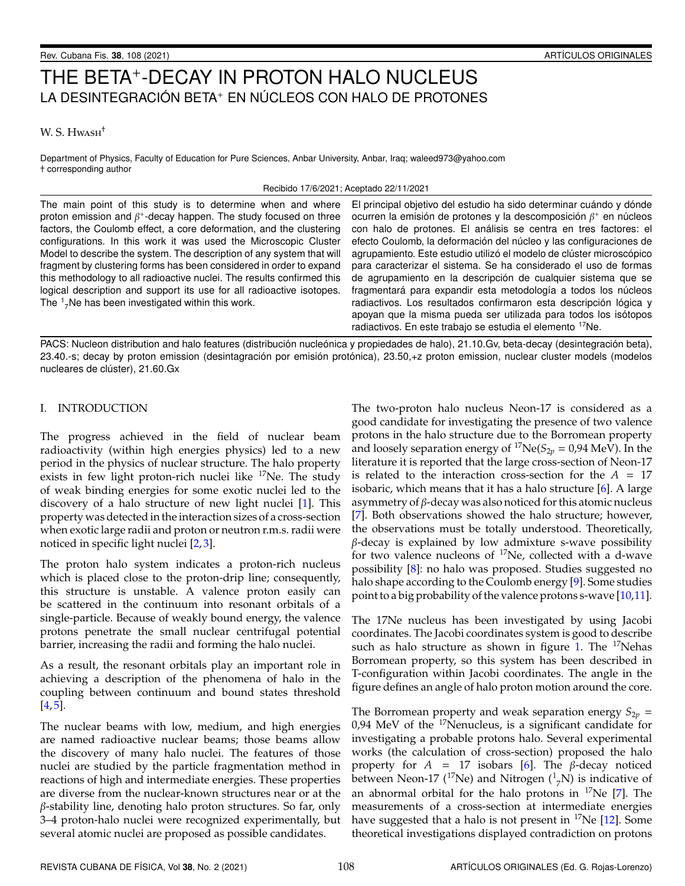# THE BETA$^+$-DECAY IN PROTON HALO NUCLEUS

## LA DESINTEGRACIÓN BETA$^+$ EN NÚCLEOS CON HALO DE PROTONES

W. S. Hwash[†]

Department of Physics, Faculty of Education for Pure Sciences, Anbar University, Anbar, Iraq; waleed973@yahoo.com
† corresponding author

Recibido 17/6/2021; Aceptado 22/11/2021

The main point of this study is to determine when and where proton emission and $\beta^+$-decay happen. The study focused on three factors, the Coulomb effect, a core deformation, and the clustering configurations. In this work it was used the Microscopic Cluster Model to describe the system. The description of any system that will fragment by clustering forms has been considered in order to expand this methodology to all radioactive nuclei. The results confirmed this logical description and support its use for all radioactive isotopes. The $^{1}{}_{7}$Ne has been investigated within this work.

El principal objetivo del estudio ha sido determinar cuándo y dónde ocurren la emisión de protones y la descomposición $\beta^+$ en núcleos con halo de protones. El análisis se centra en tres factores: el efecto Coulomb, la deformación del núcleo y las configuraciones de agrupamiento. Este estudio utilizó el modelo de clúster microscópico para caracterizar el sistema. Se ha considerado el uso de formas de agrupamiento en la descripción de cualquier sistema que se fragmentará para expandir esta metodología a todos los núcleos radiactivos. Los resultados confirmaron esta descripción lógica y apoyan que la misma pueda ser utilizada para todos los isótopos radiactivos. En este trabajo se estudia el elemento $^{17}$Ne.

PACS: Nucleon distribution and halo features (distribución nucleónica y propiedades de halo), 21.10.Gv, beta-decay (desintegración beta), 23.40.-s; decay by proton emission (desintagración por emisión protónica), 23.50,+z proton emission, nuclear cluster models (modelos nucleares de clúster), 21.60.Gx

## I. INTRODUCTION

The progress achieved in the field of nuclear beam radioactivity (within high energies physics) led to a new period in the physics of nuclear structure. The halo property exists in few light proton-rich nuclei like $^{17}$Ne. The study of weak binding energies for some exotic nuclei led to the discovery of a halo structure of new light nuclei [1]. This property was detected in the interaction sizes of a cross-section when exotic large radii and proton or neutron r.m.s. radii were noticed in specific light nuclei [2,3].

The proton halo system indicates a proton-rich nucleus which is placed close to the proton-drip line; consequently, this structure is unstable. A valence proton easily can be scattered in the continuum into resonant orbitals of a single-particle. Because of weakly bound energy, the valence protons penetrate the small nuclear centrifugal potential barrier, increasing the radii and forming the halo nuclei.

As a result, the resonant orbitals play an important role in achieving a description of the phenomena of halo in the coupling between continuum and bound states threshold [4,5].

The nuclear beams with low, medium, and high energies are named radioactive nuclear beams; those beams allow the discovery of many halo nuclei. The features of those nuclei are studied by the particle fragmentation method in reactions of high and intermediate energies. These properties are diverse from the nuclear-known structures near or at the $\beta$-stability line, denoting halo proton structures. So far, only 3–4 proton-halo nuclei were recognized experimentally, but several atomic nuclei are proposed as possible candidates.

The two-proton halo nucleus Neon-17 is considered as a good candidate for investigating the presence of two valence protons in the halo structure due to the Borromean property and loosely separation energy of $^{17}$Ne($S_{2p}$ = 0,94 MeV). In the literature it is reported that the large cross-section of Neon-17 is related to the interaction cross-section for the $A$ = 17 isobaric, which means that it has a halo structure [6]. A large asymmetry of $\beta$-decay was also noticed for this atomic nucleus [7]. Both observations showed the halo structure; however, the observations must be totally understood. Theoretically, $\beta$-decay is explained by low admixture s-wave possibility for two valence nucleons of $^{17}$Ne, collected with a d-wave possibility [8]: no halo was proposed. Studies suggested no halo shape according to the Coulomb energy [9]. Some studies point to a big probability of the valence protons s-wave [10,11].

The 17Ne nucleus has been investigated by using Jacobi coordinates. The Jacobi coordinates system is good to describe such as halo structure as shown in figure 1. The $^{17}$Nehas Borromean property, so this system has been described in T-configuration within Jacobi coordinates. The angle in the figure defines an angle of halo proton motion around the core.

The Borromean property and weak separation energy $S_{2p}$ = 0,94 MeV of the $^{17}$Nenucleus, is a significant candidate for investigating a probable protons halo. Several experimental works (the calculation of cross-section) proposed the halo property for $A$ = 17 isobars [6]. The $\beta$-decay noticed between Neon-17 ($^{17}$Ne) and Nitrogen ($^{1}{}_{7}$N) is indicative of an abnormal orbital for the halo protons in $^{17}$Ne [7]. The measurements of a cross-section at intermediate energies have suggested that a halo is not present in $^{17}$Ne [12]. Some theoretical investigations displayed contradiction on protons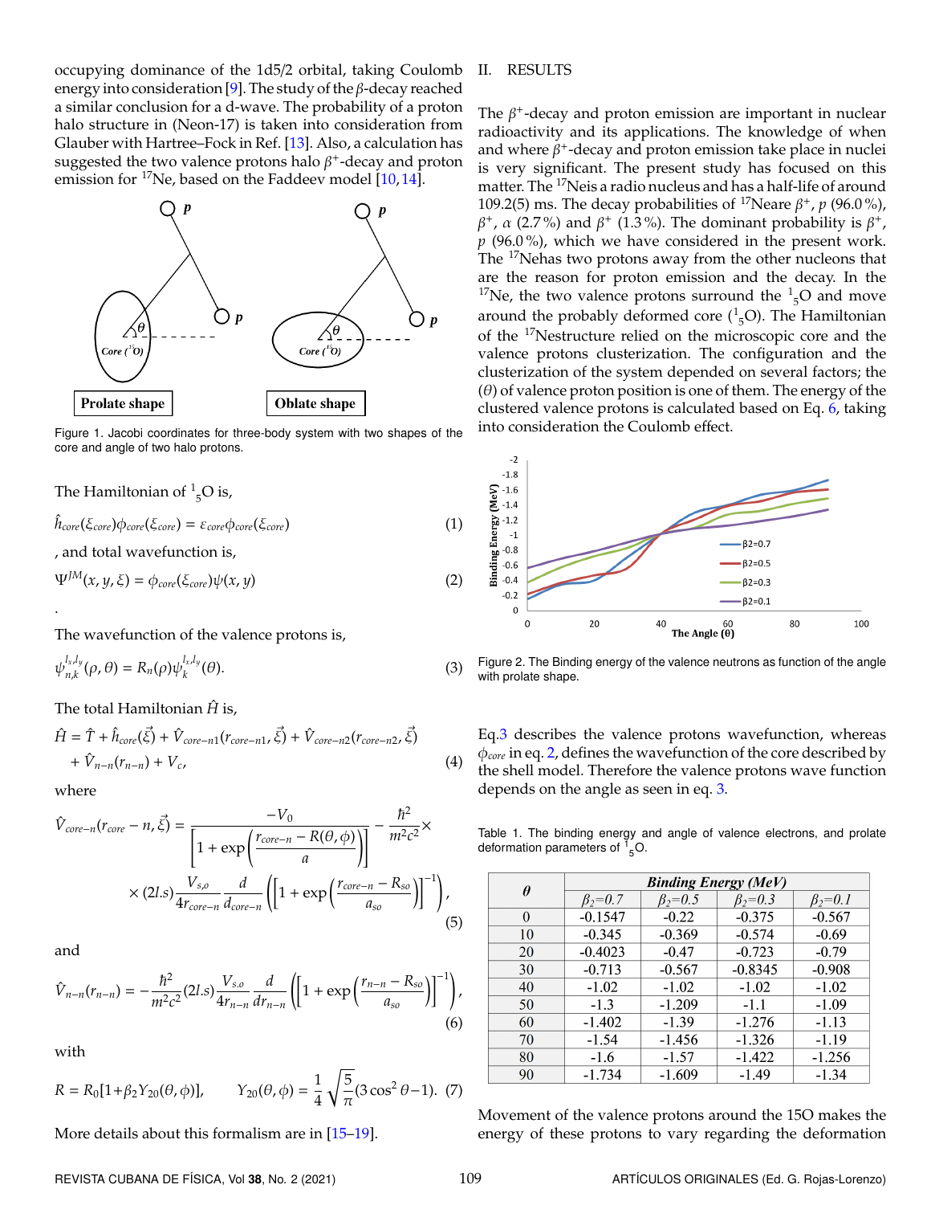occupying dominance of the 1d5/2 orbital, taking Coulomb energy into consideration [9]. The study of the $\beta$-decay reached a similar conclusion for a d-wave. The probability of a proton halo structure in (Neon-17) is taken into consideration from Glauber with Hartree–Fock in Ref. [13]. Also, a calculation has suggested the two valence protons halo $\beta^+$-decay and proton emission for $^{17}$Ne, based on the Faddeev model [10, 14].

Figure 1. Jacobi coordinates for three-body system with two shapes of the core and angle of two halo protons.

The Hamiltonian of $^{1}_{5}$O is,

$$\hat{h}_{core}(\xi_{core})\phi_{core}(\xi_{core}) = \varepsilon_{core}\phi_{core}(\xi_{core}) \tag{1}$$

, and total wavefunction is,

$$\Psi^{JM}(x, y, \xi) = \phi_{core}(\xi_{core})\psi(x, y) \tag{2}$$

.

The wavefunction of the valence protons is,

$$\psi^{l_x, l_y}_{n,k}(\rho, \theta) = R_n(\rho)\psi^{l_x, l_y}_{k}(\theta). \tag{3}$$

The total Hamiltonian $\hat{H}$ is,

$$\hat{H} = \hat{T} + \hat{h}_{core}(\vec{\xi}) + \hat{V}_{core-n1}(r_{core-n1}, \vec{\xi}) + \hat{V}_{core-n2}(r_{core-n2}, \vec{\xi}) + \hat{V}_{n-n}(r_{n-n}) + V_c, \tag{4}$$

where

$$\hat{V}_{core-n}(r_{core} - n, \vec{\xi}) = \frac{-V_0}{\left[1 + \exp\left(\frac{r_{core-n} - R(\theta, \phi)}{a}\right)\right]} - \frac{\hbar^2}{m^2c^2} \times (2l.s)\frac{V_{s,o}}{4r_{core-n}}\frac{d}{d_{core-n}}\left(\left[1 + \exp\left(\frac{r_{core-n} - R_{so}}{a_{so}}\right)\right]^{-1}\right), \tag{5}$$

and

$$\hat{V}_{n-n}(r_{n-n}) = -\frac{\hbar^2}{m^2c^2}(2l.s)\frac{V_{s.o}}{4r_{n-n}}\frac{d}{dr_{n-n}}\left(\left[1 + \exp\left(\frac{r_{n-n} - R_{so}}{a_{so}}\right)\right]^{-1}\right), \tag{6}$$

with

$$R = R_0[1 + \beta_2 Y_{20}(\theta, \phi)], \qquad Y_{20}(\theta, \phi) = \frac{1}{4}\sqrt{\frac{5}{\pi}}(3\cos^2\theta - 1). \tag{7}$$

More details about this formalism are in [15–19].

## II. RESULTS

The $\beta^+$-decay and proton emission are important in nuclear radioactivity and its applications. The knowledge of when and where $\beta^+$-decay and proton emission take place in nuclei is very significant. The present study has focused on this matter. The $^{17}$Neis a radio nucleus and has a half-life of around 109.2(5) ms. The decay probabilities of $^{17}$Neare $\beta^+$, $p$ (96.0 %), $\beta^+$, $\alpha$ (2.7 %) and $\beta^+$ (1.3 %). The dominant probability is $\beta^+$, $p$ (96.0 %), which we have considered in the present work. The $^{17}$Nehas two protons away from the other nucleons that are the reason for proton emission and the decay. In the $^{17}$Ne, the two valence protons surround the $^{1}_{5}$O and move around the probably deformed core ($^{1}_{5}$O). The Hamiltonian of the $^{17}$Nestructure relied on the microscopic core and the valence protons clusterization. The configuration and the clusterization of the system depended on several factors; the ($\theta$) of valence proton position is one of them. The energy of the clustered valence protons is calculated based on Eq. 6, taking into consideration the Coulomb effect.

Figure 2. The Binding energy of the valence neutrons as function of the angle with prolate shape.

Eq.3 describes the valence protons wavefunction, whereas $\phi_{core}$ in eq. 2, defines the wavefunction of the core described by the shell model. Therefore the valence protons wave function depends on the angle as seen in eq. 3.

Table 1. The binding energy and angle of valence electrons, and prolate deformation parameters of $^{1}_{5}$O.

| $\theta$ | *Binding Energy (MeV)* | | | |
|---|---|---|---|---|
| | $\beta_2$=0.7 | $\beta_2$=0.5 | $\beta_2$=0.3 | $\beta_2$=0.1 |
| 0 | -0.1547 | -0.22 | -0.375 | -0.567 |
| 10 | -0.345 | -0.369 | -0.574 | -0.69 |
| 20 | -0.4023 | -0.47 | -0.723 | -0.79 |
| 30 | -0.713 | -0.567 | -0.8345 | -0.908 |
| 40 | -1.02 | -1.02 | -1.02 | -1.02 |
| 50 | -1.3 | -1.209 | -1.1 | -1.09 |
| 60 | -1.402 | -1.39 | -1.276 | -1.13 |
| 70 | -1.54 | -1.456 | -1.326 | -1.19 |
| 80 | -1.6 | -1.57 | -1.422 | -1.256 |
| 90 | -1.734 | -1.609 | -1.49 | -1.34 |

Movement of the valence protons around the 15O makes the energy of these protons to vary regarding the deformation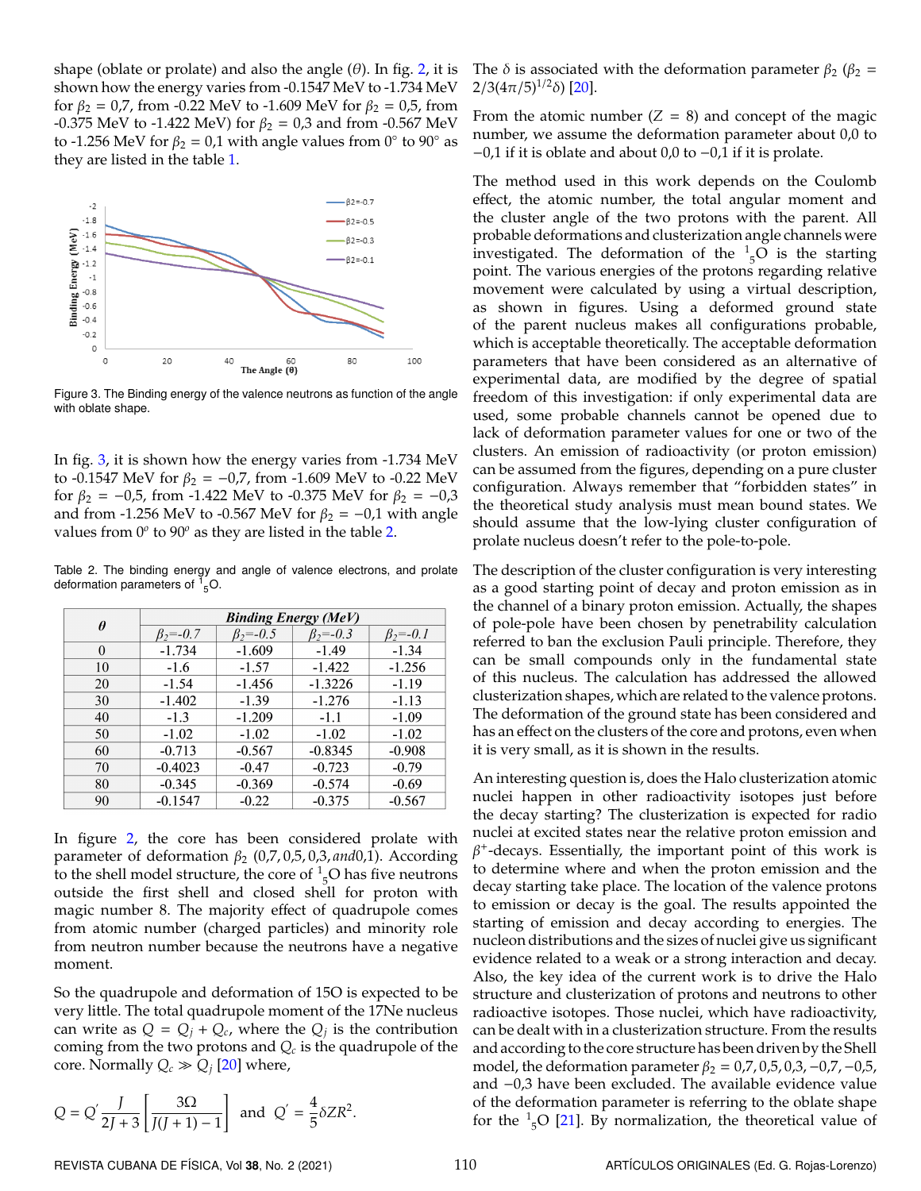shape (oblate or prolate) and also the angle ($\theta$). In fig. 2, it is shown how the energy varies from -0.1547 MeV to -1.734 MeV for $\beta_2$ = 0,7, from -0.22 MeV to -1.609 MeV for $\beta_2$ = 0,5, from -0.375 MeV to -1.422 MeV) for $\beta_2$ = 0,3 and from -0.567 MeV to -1.256 MeV for $\beta_2$ = 0,1 with angle values from 0° to 90° as they are listed in the table 1.

Figure 3. The Binding energy of the valence neutrons as function of the angle with oblate shape.

In fig. 3, it is shown how the energy varies from -1.734 MeV to -0.1547 MeV for $\beta_2 = -0{,}7$, from -1.609 MeV to -0.22 MeV for $\beta_2 = -0{,}5$, from -1.422 MeV to -0.375 MeV for $\beta_2 = -0{,}3$ and from -1.256 MeV to -0.567 MeV for $\beta_2 = -0{,}1$ with angle values from $0^o$ to $90^o$ as they are listed in the table 2.

Table 2. The binding energy and angle of valence electrons, and prolate deformation parameters of ${}^{1}_{5}$O.

| $\theta$ | Binding Energy (MeV) | | | |
|---|---|---|---|---|
| | $\beta_2$=-0.7 | $\beta_2$=-0.5 | $\beta_2$=-0.3 | $\beta_2$=-0.1 |
| 0 | -1.734 | -1.609 | -1.49 | -1.34 |
| 10 | -1.6 | -1.57 | -1.422 | -1.256 |
| 20 | -1.54 | -1.456 | -1.3226 | -1.19 |
| 30 | -1.402 | -1.39 | -1.276 | -1.13 |
| 40 | -1.3 | -1.209 | -1.1 | -1.09 |
| 50 | -1.02 | -1.02 | -1.02 | -1.02 |
| 60 | -0.713 | -0.567 | -0.8345 | -0.908 |
| 70 | -0.4023 | -0.47 | -0.723 | -0.79 |
| 80 | -0.345 | -0.369 | -0.574 | -0.69 |
| 90 | -0.1547 | -0.22 | -0.375 | -0.567 |

In figure 2, the core has been considered prolate with parameter of deformation $\beta_2$ $(0{,}7, 0{,}5, 0{,}3, and 0{,}1)$. According to the shell model structure, the core of ${}^{1}_{5}$O has five neutrons outside the first shell and closed shell for proton with magic number 8. The majority effect of quadrupole comes from atomic number (charged particles) and minority role from neutron number because the neutrons have a negative moment.

So the quadrupole and deformation of 15O is expected to be very little. The total quadrupole moment of the 17Ne nucleus can write as $Q = Q_j + Q_c$, where the $Q_j$ is the contribution coming from the two protons and $Q_c$ is the quadrupole of the core. Normally $Q_c \gg Q_j$ [20] where,

$$Q = Q' \frac{J}{2J+3}\left[\frac{3\Omega}{J(J+1)-1}\right] \text{ and } Q' = \frac{4}{5}\delta Z R^2.$$

The $\delta$ is associated with the deformation parameter $\beta_2$ ($\beta_2 = 2/3(4\pi/5)^{1/2}\delta$) [20].

From the atomic number ($Z$ = 8) and concept of the magic number, we assume the deformation parameter about 0,0 to $-0{,}1$ if it is oblate and about 0,0 to $-0{,}1$ if it is prolate.

The method used in this work depends on the Coulomb effect, the atomic number, the total angular moment and the cluster angle of the two protons with the parent. All probable deformations and clusterization angle channels were investigated. The deformation of the ${}^{1}_{5}$O is the starting point. The various energies of the protons regarding relative movement were calculated by using a virtual description, as shown in figures. Using a deformed ground state of the parent nucleus makes all configurations probable, which is acceptable theoretically. The acceptable deformation parameters that have been considered as an alternative of experimental data, are modified by the degree of spatial freedom of this investigation: if only experimental data are used, some probable channels cannot be opened due to lack of deformation parameter values for one or two of the clusters. An emission of radioactivity (or proton emission) can be assumed from the figures, depending on a pure cluster configuration. Always remember that "forbidden states" in the theoretical study analysis must mean bound states. We should assume that the low-lying cluster configuration of prolate nucleus doesn't refer to the pole-to-pole.

The description of the cluster configuration is very interesting as a good starting point of decay and proton emission as in the channel of a binary proton emission. Actually, the shapes of pole-pole have been chosen by penetrability calculation referred to ban the exclusion Pauli principle. Therefore, they can be small compounds only in the fundamental state of this nucleus. The calculation has addressed the allowed clusterization shapes, which are related to the valence protons. The deformation of the ground state has been considered and has an effect on the clusters of the core and protons, even when it is very small, as it is shown in the results.

An interesting question is, does the Halo clusterization atomic nuclei happen in other radioactivity isotopes just before the decay starting? The clusterization is expected for radio nuclei at excited states near the relative proton emission and $\beta^+$-decays. Essentially, the important point of this work is to determine where and when the proton emission and the decay starting take place. The location of the valence protons to emission or decay is the goal. The results appointed the starting of emission and decay according to energies. The nucleon distributions and the sizes of nuclei give us significant evidence related to a weak or a strong interaction and decay. Also, the key idea of the current work is to drive the Halo structure and clusterization of protons and neutrons to other radioactive isotopes. Those nuclei, which have radioactivity, can be dealt with in a clusterization structure. From the results and according to the core structure has been driven by the Shell model, the deformation parameter $\beta_2 = 0{,}7, 0{,}5, 0{,}3, -0{,}7, -0{,}5$, and $-0{,}3$ have been excluded. The available evidence value of the deformation parameter is referring to the oblate shape for the ${}^{1}_{5}$O [21]. By normalization, the theoretical value of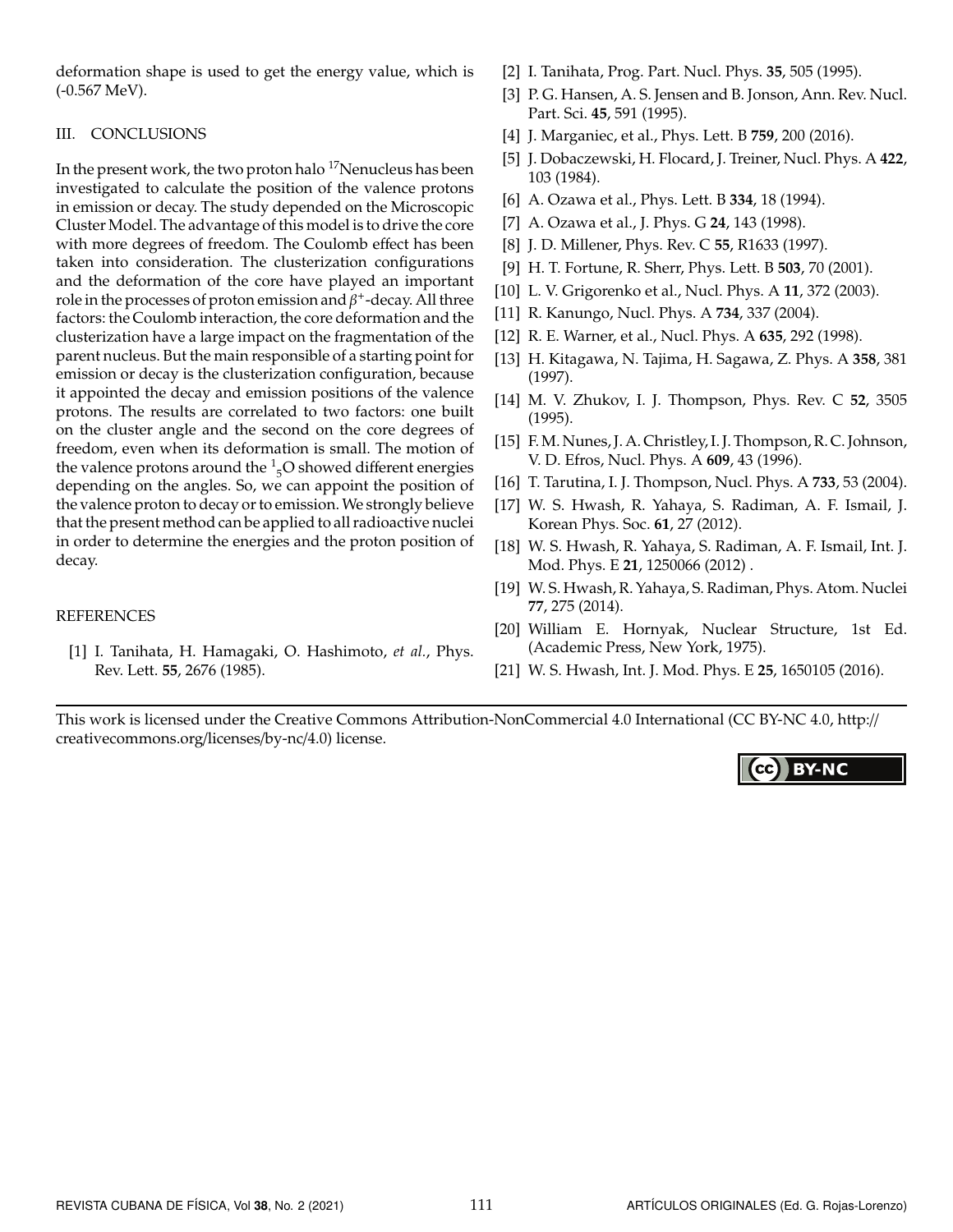deformation shape is used to get the energy value, which is (-0.567 MeV).

## III. CONCLUSIONS

In the present work, the two proton halo $^{17}$Nenucleus has been investigated to calculate the position of the valence protons in emission or decay. The study depended on the Microscopic Cluster Model. The advantage of this model is to drive the core with more degrees of freedom. The Coulomb effect has been taken into consideration. The clusterization configurations and the deformation of the core have played an important role in the processes of proton emission and $\beta^{+}$-decay. All three factors: the Coulomb interaction, the core deformation and the clusterization have a large impact on the fragmentation of the parent nucleus. But the main responsible of a starting point for emission or decay is the clusterization configuration, because it appointed the decay and emission positions of the valence protons. The results are correlated to two factors: one built on the cluster angle and the second on the core degrees of freedom, even when its deformation is small. The motion of the valence protons around the $^{1}_{5}$O showed different energies depending on the angles. So, we can appoint the position of the valence proton to decay or to emission. We strongly believe that the present method can be applied to all radioactive nuclei in order to determine the energies and the proton position of decay.

## REFERENCES

[1] I. Tanihata, H. Hamagaki, O. Hashimoto, *et al.*, Phys. Rev. Lett. **55**, 2676 (1985).

[2] I. Tanihata, Prog. Part. Nucl. Phys. **35**, 505 (1995).

[3] P. G. Hansen, A. S. Jensen and B. Jonson, Ann. Rev. Nucl. Part. Sci. **45**, 591 (1995).

[4] J. Marganiec, et al., Phys. Lett. B **759**, 200 (2016).

[5] J. Dobaczewski, H. Flocard, J. Treiner, Nucl. Phys. A **422**, 103 (1984).

[6] A. Ozawa et al., Phys. Lett. B **334**, 18 (1994).

[7] A. Ozawa et al., J. Phys. G **24**, 143 (1998).

[8] J. D. Millener, Phys. Rev. C **55**, R1633 (1997).

[9] H. T. Fortune, R. Sherr, Phys. Lett. B **503**, 70 (2001).

[10] L. V. Grigorenko et al., Nucl. Phys. A **11**, 372 (2003).

[11] R. Kanungo, Nucl. Phys. A **734**, 337 (2004).

[12] R. E. Warner, et al., Nucl. Phys. A **635**, 292 (1998).

[13] H. Kitagawa, N. Tajima, H. Sagawa, Z. Phys. A **358**, 381 (1997).

[14] M. V. Zhukov, I. J. Thompson, Phys. Rev. C **52**, 3505 (1995).

[15] F. M. Nunes, J. A. Christley, I. J. Thompson, R. C. Johnson, V. D. Efros, Nucl. Phys. A **609**, 43 (1996).

[16] T. Tarutina, I. J. Thompson, Nucl. Phys. A **733**, 53 (2004).

[17] W. S. Hwash, R. Yahaya, S. Radiman, A. F. Ismail, J. Korean Phys. Soc. **61**, 27 (2012).

[18] W. S. Hwash, R. Yahaya, S. Radiman, A. F. Ismail, Int. J. Mod. Phys. E **21**, 1250066 (2012) .

[19] W. S. Hwash, R. Yahaya, S. Radiman, Phys. Atom. Nuclei **77**, 275 (2014).

[20] William E. Hornyak, Nuclear Structure, 1st Ed. (Academic Press, New York, 1975).

[21] W. S. Hwash, Int. J. Mod. Phys. E **25**, 1650105 (2016).

This work is licensed under the Creative Commons Attribution-NonCommercial 4.0 International (CC BY-NC 4.0, http://creativecommons.org/licenses/by-nc/4.0) license.